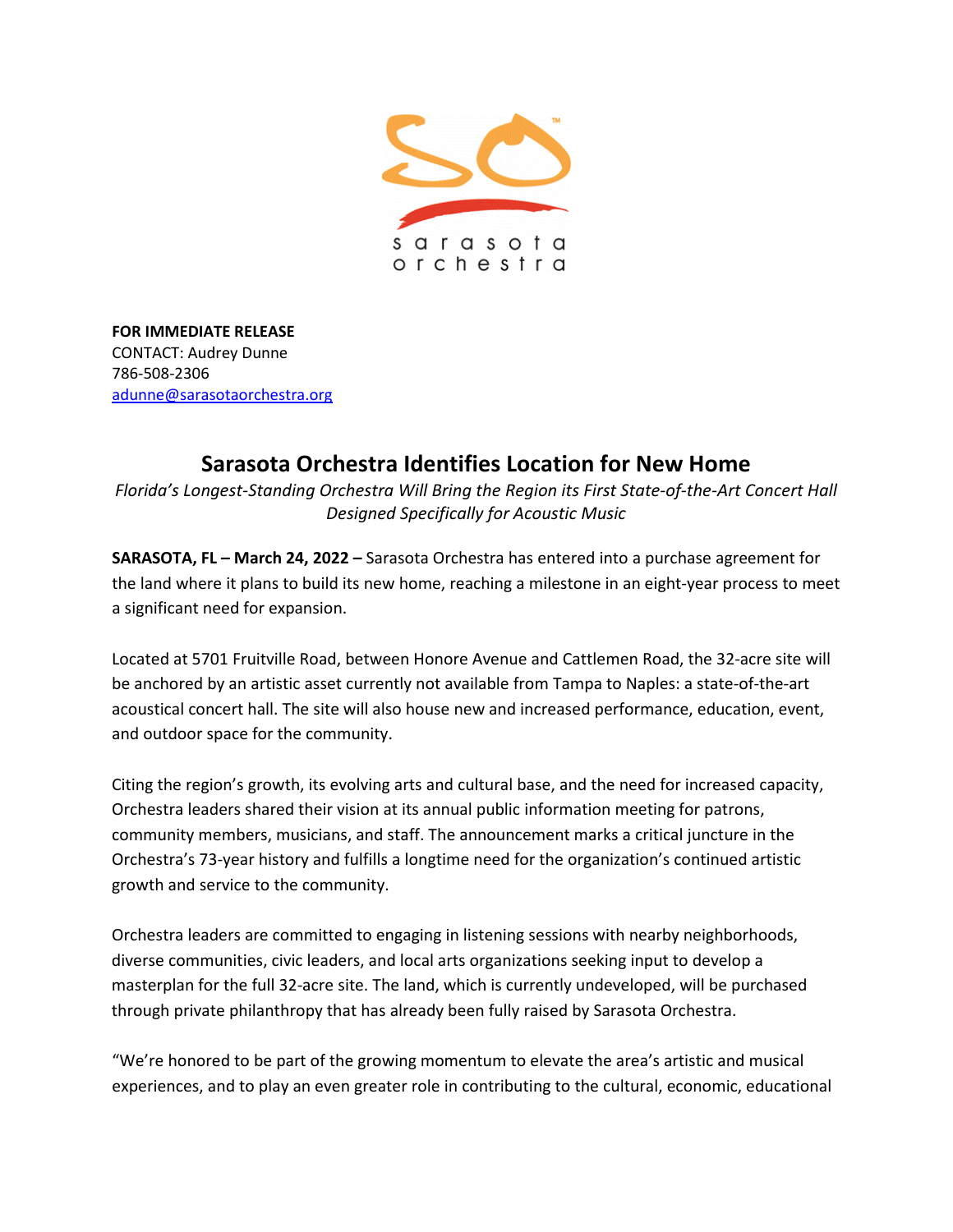**FOR IMMEDIATE RELEASE**
CONTACT: Audrey Dunne
786-508-2306
[adunne@sarasotaorchestra.org](mailto:adunne@sarasotaorchestra.org)

# Sarasota Orchestra Identifies Location for New Home

*Florida's Longest-Standing Orchestra Will Bring the Region its First State-of-the-Art Concert Hall Designed Specifically for Acoustic Music*

**SARASOTA, FL – March 24, 2022 –** Sarasota Orchestra has entered into a purchase agreement for the land where it plans to build its new home, reaching a milestone in an eight-year process to meet a significant need for expansion.

Located at 5701 Fruitville Road, between Honore Avenue and Cattlemen Road, the 32-acre site will be anchored by an artistic asset currently not available from Tampa to Naples: a state-of-the-art acoustical concert hall. The site will also house new and increased performance, education, event, and outdoor space for the community.

Citing the region's growth, its evolving arts and cultural base, and the need for increased capacity, Orchestra leaders shared their vision at its annual public information meeting for patrons, community members, musicians, and staff. The announcement marks a critical juncture in the Orchestra's 73-year history and fulfills a longtime need for the organization's continued artistic growth and service to the community.

Orchestra leaders are committed to engaging in listening sessions with nearby neighborhoods, diverse communities, civic leaders, and local arts organizations seeking input to develop a masterplan for the full 32-acre site. The land, which is currently undeveloped, will be purchased through private philanthropy that has already been fully raised by Sarasota Orchestra.

"We're honored to be part of the growing momentum to elevate the area's artistic and musical experiences, and to play an even greater role in contributing to the cultural, economic, educational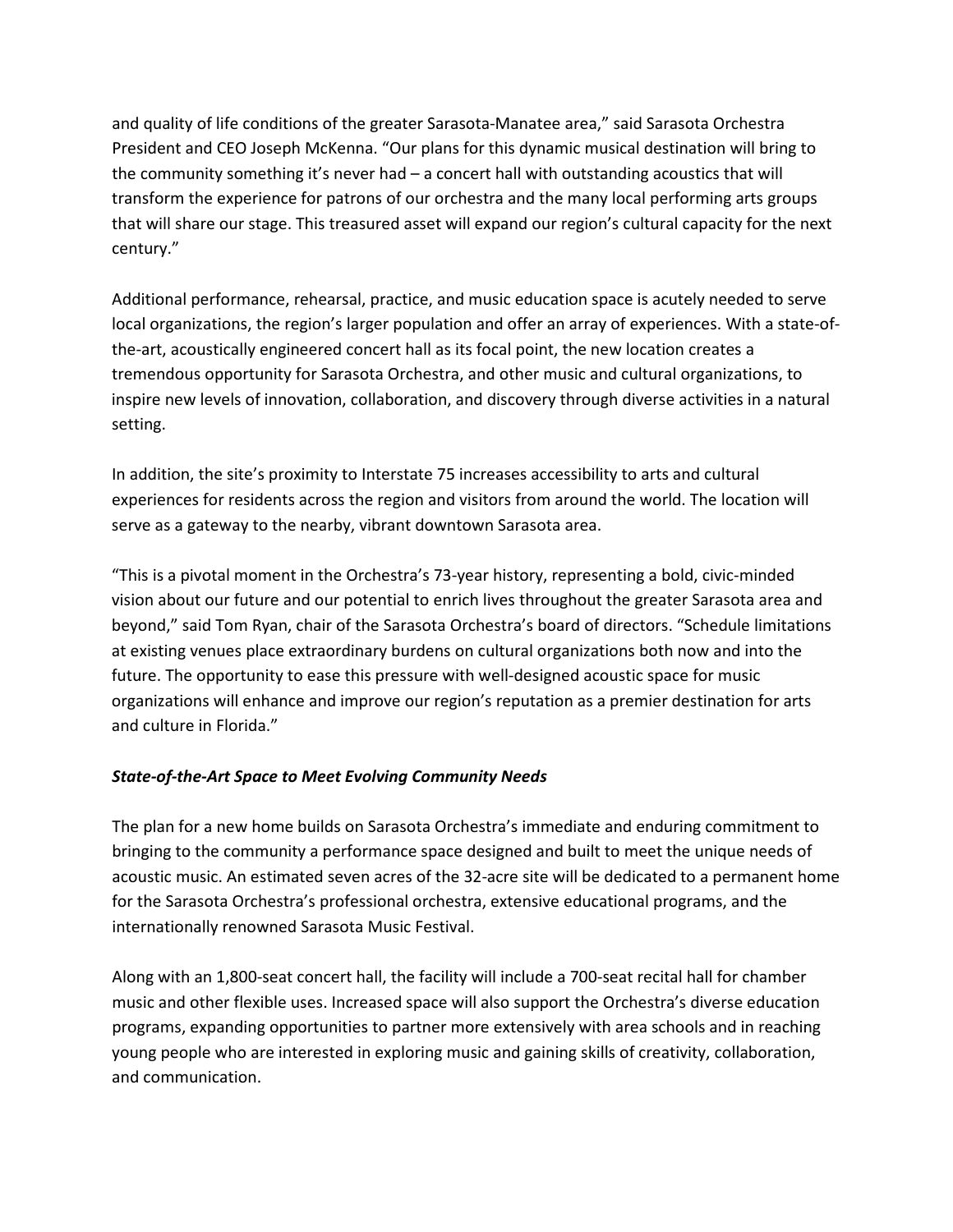and quality of life conditions of the greater Sarasota-Manatee area," said Sarasota Orchestra President and CEO Joseph McKenna. "Our plans for this dynamic musical destination will bring to the community something it's never had – a concert hall with outstanding acoustics that will transform the experience for patrons of our orchestra and the many local performing arts groups that will share our stage. This treasured asset will expand our region's cultural capacity for the next century."

Additional performance, rehearsal, practice, and music education space is acutely needed to serve local organizations, the region's larger population and offer an array of experiences. With a state-of-the-art, acoustically engineered concert hall as its focal point, the new location creates a tremendous opportunity for Sarasota Orchestra, and other music and cultural organizations, to inspire new levels of innovation, collaboration, and discovery through diverse activities in a natural setting.

In addition, the site's proximity to Interstate 75 increases accessibility to arts and cultural experiences for residents across the region and visitors from around the world. The location will serve as a gateway to the nearby, vibrant downtown Sarasota area.

"This is a pivotal moment in the Orchestra's 73-year history, representing a bold, civic-minded vision about our future and our potential to enrich lives throughout the greater Sarasota area and beyond," said Tom Ryan, chair of the Sarasota Orchestra's board of directors. "Schedule limitations at existing venues place extraordinary burdens on cultural organizations both now and into the future. The opportunity to ease this pressure with well-designed acoustic space for music organizations will enhance and improve our region's reputation as a premier destination for arts and culture in Florida."

***State-of-the-Art Space to Meet Evolving Community Needs***

The plan for a new home builds on Sarasota Orchestra's immediate and enduring commitment to bringing to the community a performance space designed and built to meet the unique needs of acoustic music. An estimated seven acres of the 32-acre site will be dedicated to a permanent home for the Sarasota Orchestra's professional orchestra, extensive educational programs, and the internationally renowned Sarasota Music Festival.

Along with an 1,800-seat concert hall, the facility will include a 700-seat recital hall for chamber music and other flexible uses. Increased space will also support the Orchestra's diverse education programs, expanding opportunities to partner more extensively with area schools and in reaching young people who are interested in exploring music and gaining skills of creativity, collaboration, and communication.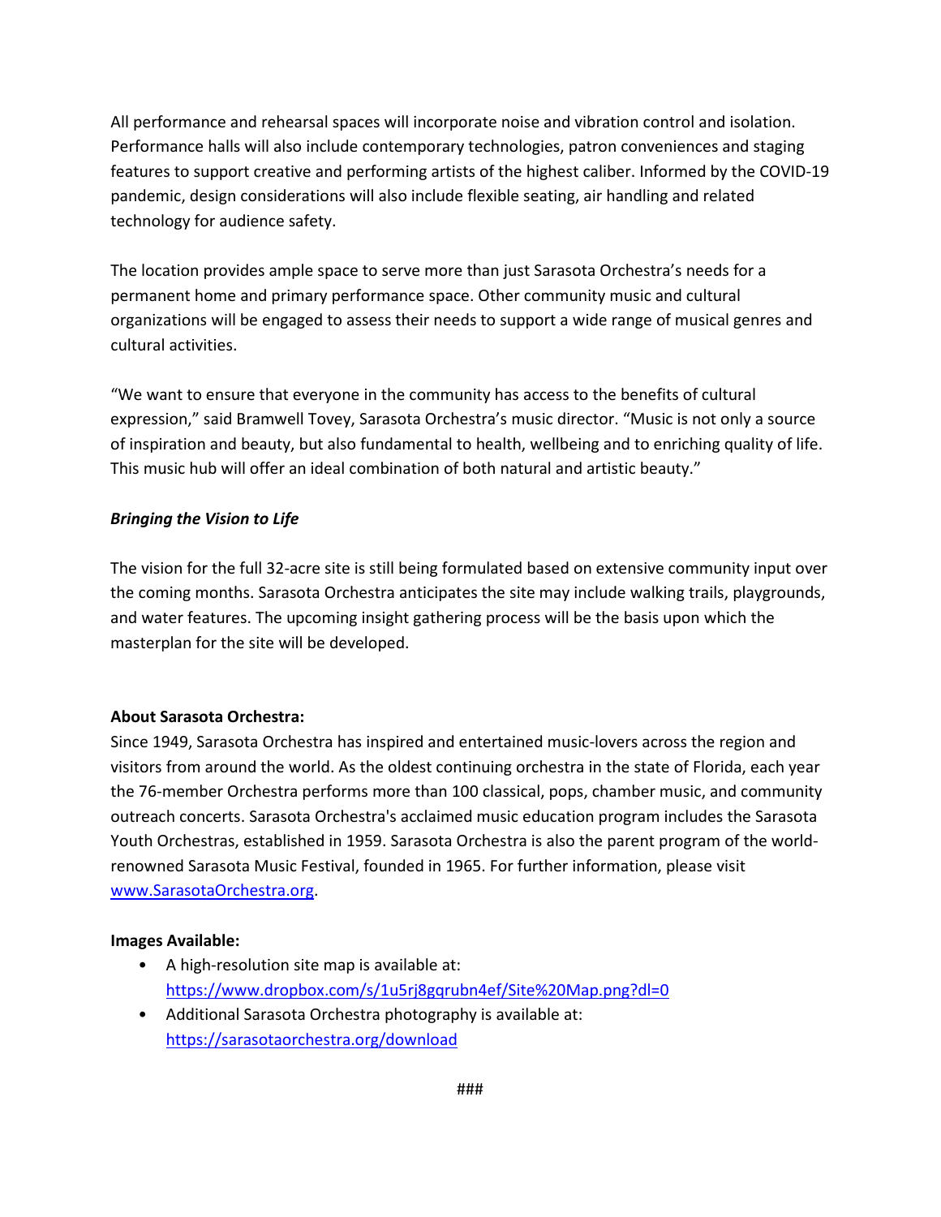All performance and rehearsal spaces will incorporate noise and vibration control and isolation. Performance halls will also include contemporary technologies, patron conveniences and staging features to support creative and performing artists of the highest caliber. Informed by the COVID-19 pandemic, design considerations will also include flexible seating, air handling and related technology for audience safety.

The location provides ample space to serve more than just Sarasota Orchestra's needs for a permanent home and primary performance space. Other community music and cultural organizations will be engaged to assess their needs to support a wide range of musical genres and cultural activities.

"We want to ensure that everyone in the community has access to the benefits of cultural expression," said Bramwell Tovey, Sarasota Orchestra's music director. "Music is not only a source of inspiration and beauty, but also fundamental to health, wellbeing and to enriching quality of life. This music hub will offer an ideal combination of both natural and artistic beauty."

***Bringing the Vision to Life***

The vision for the full 32-acre site is still being formulated based on extensive community input over the coming months. Sarasota Orchestra anticipates the site may include walking trails, playgrounds, and water features. The upcoming insight gathering process will be the basis upon which the masterplan for the site will be developed.

**About Sarasota Orchestra:**

Since 1949, Sarasota Orchestra has inspired and entertained music-lovers across the region and visitors from around the world. As the oldest continuing orchestra in the state of Florida, each year the 76-member Orchestra performs more than 100 classical, pops, chamber music, and community outreach concerts. Sarasota Orchestra's acclaimed music education program includes the Sarasota Youth Orchestras, established in 1959. Sarasota Orchestra is also the parent program of the world-renowned Sarasota Music Festival, founded in 1965. For further information, please visit [www.SarasotaOrchestra.org](http://www.SarasotaOrchestra.org).

**Images Available:**

- A high-resolution site map is available at: [https://www.dropbox.com/s/1u5rj8gqrubn4ef/Site%20Map.png?dl=0](https://www.dropbox.com/s/1u5rj8gqrubn4ef/Site%20Map.png?dl=0)
- Additional Sarasota Orchestra photography is available at: [https://sarasotaorchestra.org/download](https://sarasotaorchestra.org/download)

###